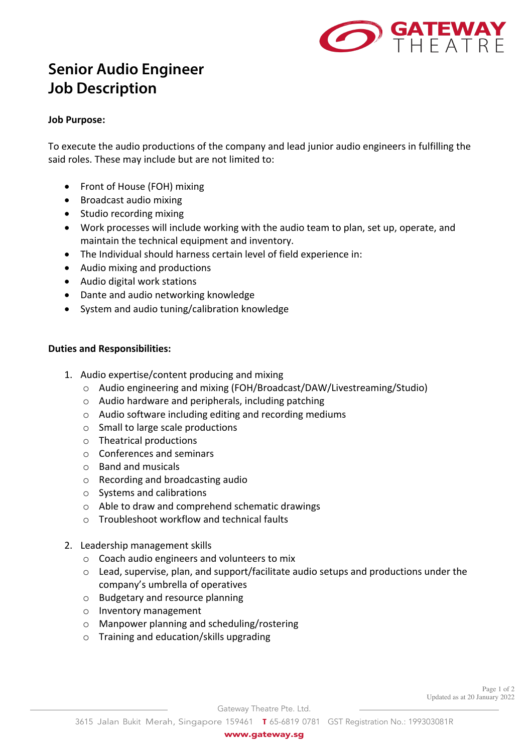# Senior Audio Engineer Job Description

**Job Purpose:**

To execute the audio productions of the company and lead junior audio engineers in fulfilling the said roles. These may include but are not limited to:

- Front of House (FOH) mixing
- Broadcast audio mixing
- Studio recording mixing
- Work processes will include working with the audio team to plan, set up, operate, and maintain the technical equipment and inventory.
- The Individual should harness certain level of field experience in:
- Audio mixing and productions
- Audio digital work stations
- Dante and audio networking knowledge
- System and audio tuning/calibration knowledge

**Duties and Responsibilities:**

1. Audio expertise/content producing and mixing
   - Audio engineering and mixing (FOH/Broadcast/DAW/Livestreaming/Studio)
   - Audio hardware and peripherals, including patching
   - Audio software including editing and recording mediums
   - Small to large scale productions
   - Theatrical productions
   - Conferences and seminars
   - Band and musicals
   - Recording and broadcasting audio
   - Systems and calibrations
   - Able to draw and comprehend schematic drawings
   - Troubleshoot workflow and technical faults

2. Leadership management skills
   - Coach audio engineers and volunteers to mix
   - Lead, supervise, plan, and support/facilitate audio setups and productions under the company's umbrella of operatives
   - Budgetary and resource planning
   - Inventory management
   - Manpower planning and scheduling/rostering
   - Training and education/skills upgrading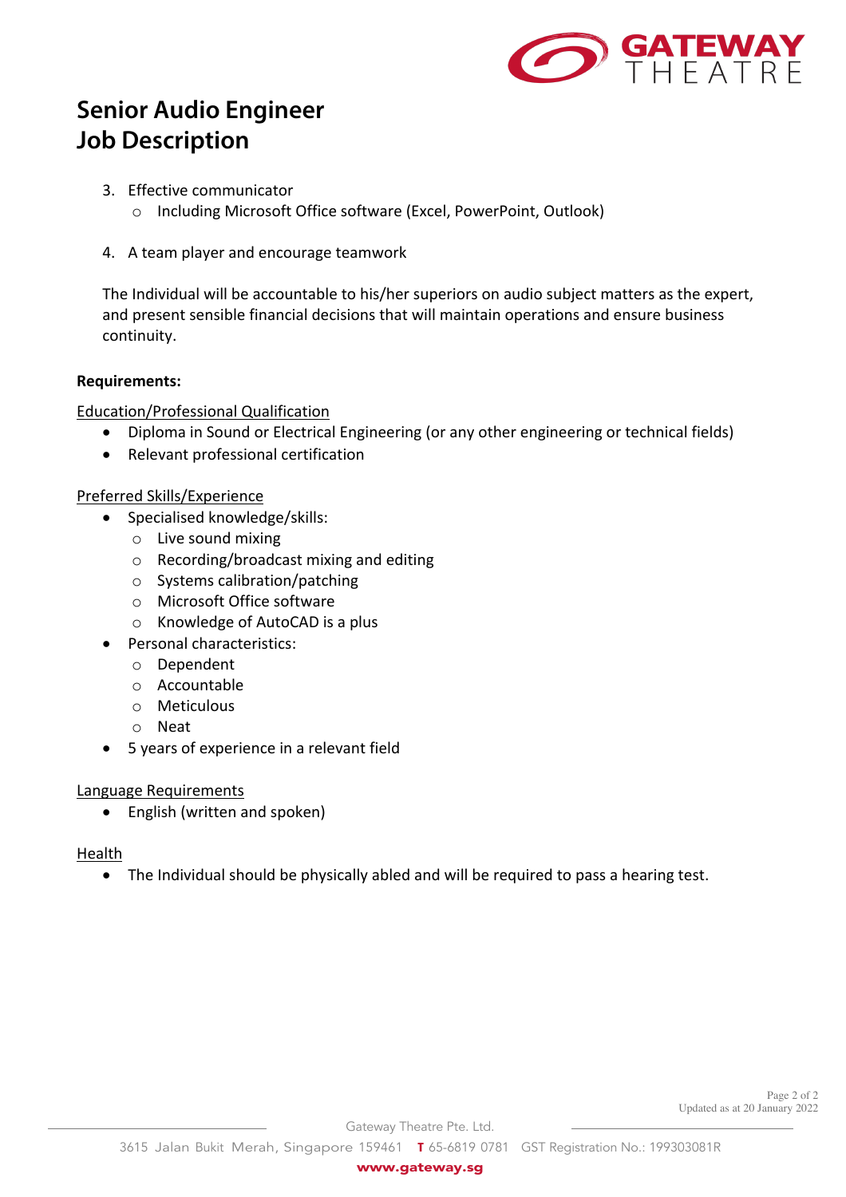# Senior Audio Engineer
# Job Description

3. Effective communicator
   - Including Microsoft Office software (Excel, PowerPoint, Outlook)

4. A team player and encourage teamwork

The Individual will be accountable to his/her superiors on audio subject matters as the expert, and present sensible financial decisions that will maintain operations and ensure business continuity.

**Requirements:**

Education/Professional Qualification

- Diploma in Sound or Electrical Engineering (or any other engineering or technical fields)
- Relevant professional certification

Preferred Skills/Experience

- Specialised knowledge/skills:
  - Live sound mixing
  - Recording/broadcast mixing and editing
  - Systems calibration/patching
  - Microsoft Office software
  - Knowledge of AutoCAD is a plus
- Personal characteristics:
  - Dependent
  - Accountable
  - Meticulous
  - Neat
- 5 years of experience in a relevant field

Language Requirements

- English (written and spoken)

Health

- The Individual should be physically abled and will be required to pass a hearing test.